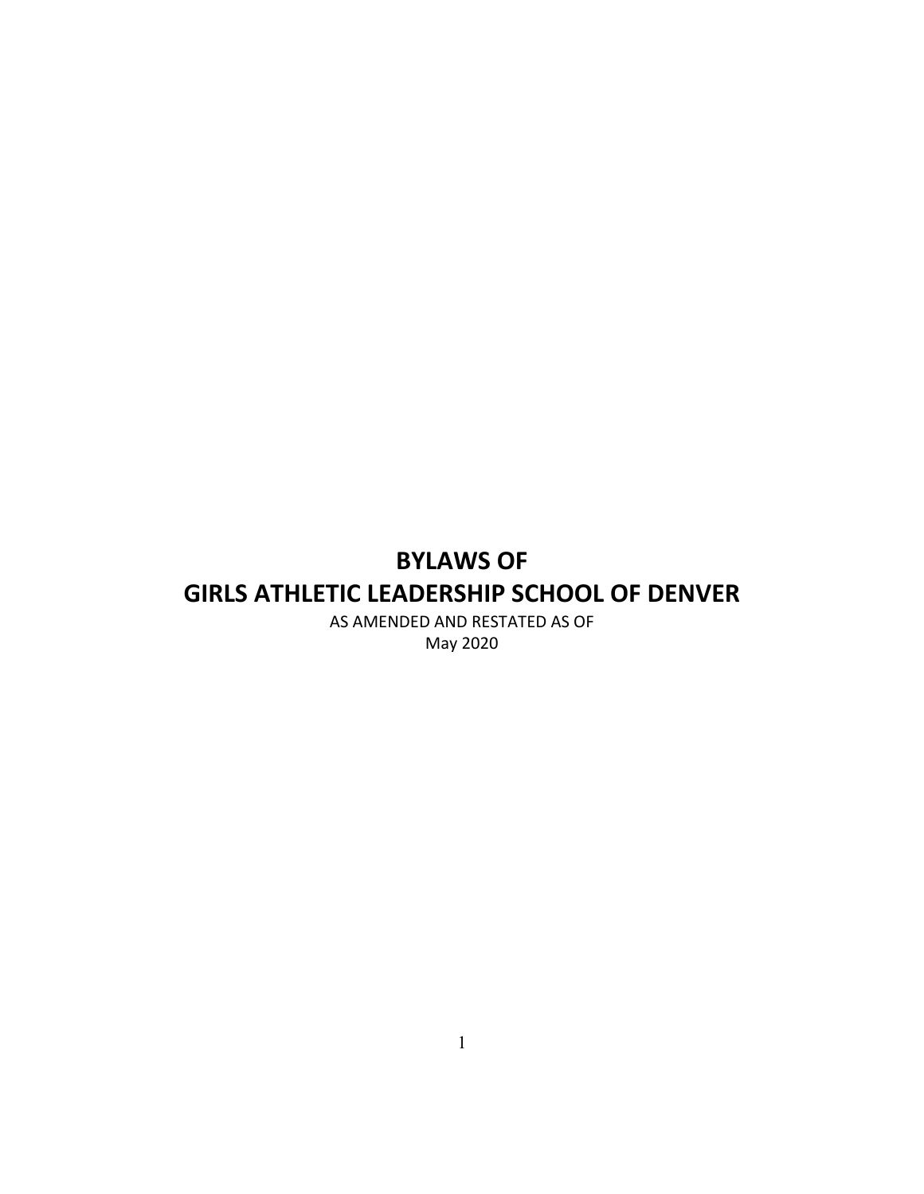# BYLAWS OF
# GIRLS ATHLETIC LEADERSHIP SCHOOL OF DENVER

AS AMENDED AND RESTATED AS OF
May 2020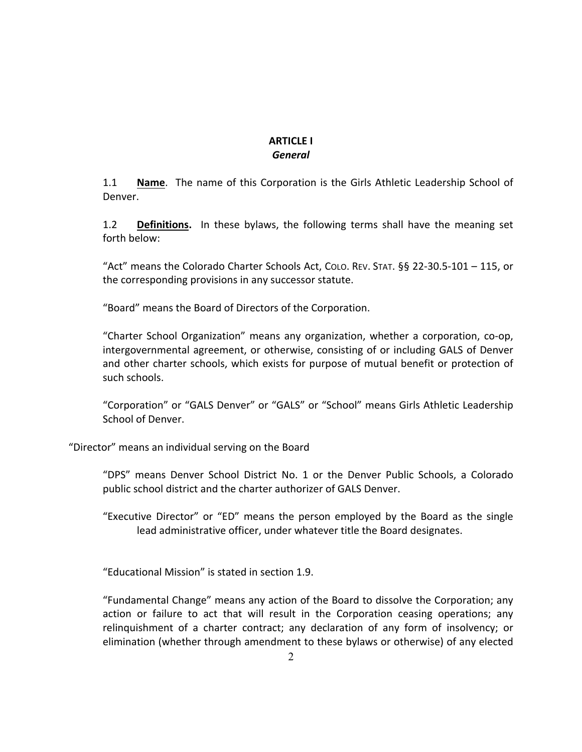# ARTICLE I
## *General*

1.1 **Name**. The name of this Corporation is the Girls Athletic Leadership School of Denver.

1.2 **Definitions.** In these bylaws, the following terms shall have the meaning set forth below:

"Act" means the Colorado Charter Schools Act, COLO. REV. STAT. §§ 22-30.5-101 – 115, or the corresponding provisions in any successor statute.

"Board" means the Board of Directors of the Corporation.

"Charter School Organization" means any organization, whether a corporation, co-op, intergovernmental agreement, or otherwise, consisting of or including GALS of Denver and other charter schools, which exists for purpose of mutual benefit or protection of such schools.

"Corporation" or "GALS Denver" or "GALS" or "School" means Girls Athletic Leadership School of Denver.

"Director" means an individual serving on the Board

"DPS" means Denver School District No. 1 or the Denver Public Schools, a Colorado public school district and the charter authorizer of GALS Denver.

"Executive Director" or "ED" means the person employed by the Board as the single lead administrative officer, under whatever title the Board designates.

"Educational Mission" is stated in section 1.9.

"Fundamental Change" means any action of the Board to dissolve the Corporation; any action or failure to act that will result in the Corporation ceasing operations; any relinquishment of a charter contract; any declaration of any form of insolvency; or elimination (whether through amendment to these bylaws or otherwise) of any elected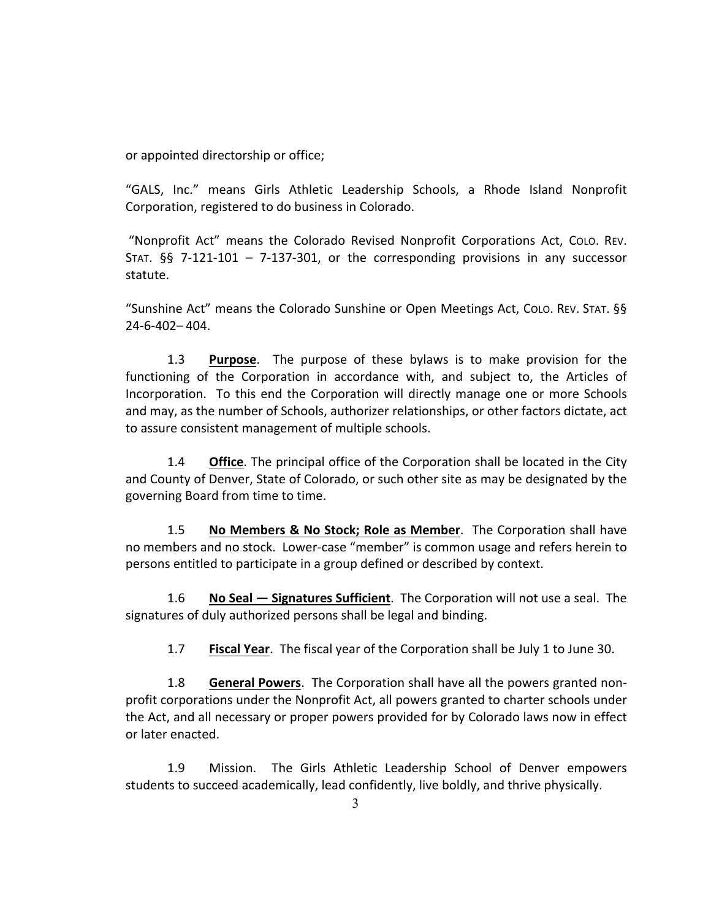or appointed directorship or office;

"GALS, Inc." means Girls Athletic Leadership Schools, a Rhode Island Nonprofit Corporation, registered to do business in Colorado.

"Nonprofit Act" means the Colorado Revised Nonprofit Corporations Act, COLO. REV. STAT. §§ 7-121-101 – 7-137-301, or the corresponding provisions in any successor statute.

"Sunshine Act" means the Colorado Sunshine or Open Meetings Act, COLO. REV. STAT. §§ 24-6-402– 404.

1.3 **Purpose**. The purpose of these bylaws is to make provision for the functioning of the Corporation in accordance with, and subject to, the Articles of Incorporation. To this end the Corporation will directly manage one or more Schools and may, as the number of Schools, authorizer relationships, or other factors dictate, act to assure consistent management of multiple schools.

1.4 **Office**. The principal office of the Corporation shall be located in the City and County of Denver, State of Colorado, or such other site as may be designated by the governing Board from time to time.

1.5 **No Members & No Stock; Role as Member**. The Corporation shall have no members and no stock. Lower-case "member" is common usage and refers herein to persons entitled to participate in a group defined or described by context.

1.6 **No Seal — Signatures Sufficient**. The Corporation will not use a seal. The signatures of duly authorized persons shall be legal and binding.

1.7 **Fiscal Year**. The fiscal year of the Corporation shall be July 1 to June 30.

1.8 **General Powers**. The Corporation shall have all the powers granted non-profit corporations under the Nonprofit Act, all powers granted to charter schools under the Act, and all necessary or proper powers provided for by Colorado laws now in effect or later enacted.

1.9 Mission. The Girls Athletic Leadership School of Denver empowers students to succeed academically, lead confidently, live boldly, and thrive physically.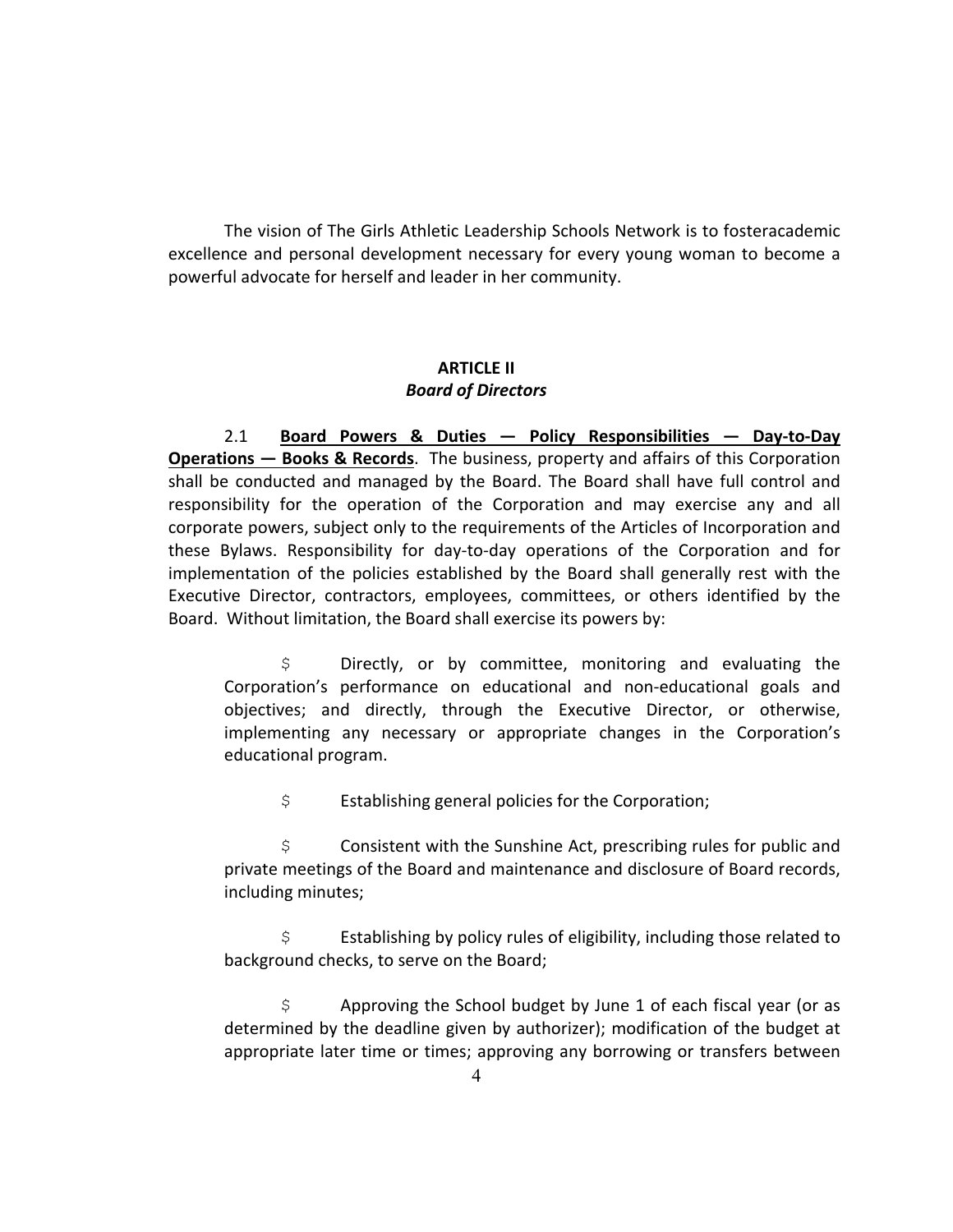The vision of The Girls Athletic Leadership Schools Network is to fosteracademic excellence and personal development necessary for every young woman to become a powerful advocate for herself and leader in her community.

**ARTICLE II**
***Board of Directors***

2.1 **Board Powers & Duties — Policy Responsibilities — Day-to-Day Operations — Books & Records**. The business, property and affairs of this Corporation shall be conducted and managed by the Board. The Board shall have full control and responsibility for the operation of the Corporation and may exercise any and all corporate powers, subject only to the requirements of the Articles of Incorporation and these Bylaws. Responsibility for day-to-day operations of the Corporation and for implementation of the policies established by the Board shall generally rest with the Executive Director, contractors, employees, committees, or others identified by the Board. Without limitation, the Board shall exercise its powers by:

- Directly, or by committee, monitoring and evaluating the Corporation's performance on educational and non-educational goals and objectives; and directly, through the Executive Director, or otherwise, implementing any necessary or appropriate changes in the Corporation's educational program.

- Establishing general policies for the Corporation;

- Consistent with the Sunshine Act, prescribing rules for public and private meetings of the Board and maintenance and disclosure of Board records, including minutes;

- Establishing by policy rules of eligibility, including those related to background checks, to serve on the Board;

- Approving the School budget by June 1 of each fiscal year (or as determined by the deadline given by authorizer); modification of the budget at appropriate later time or times; approving any borrowing or transfers between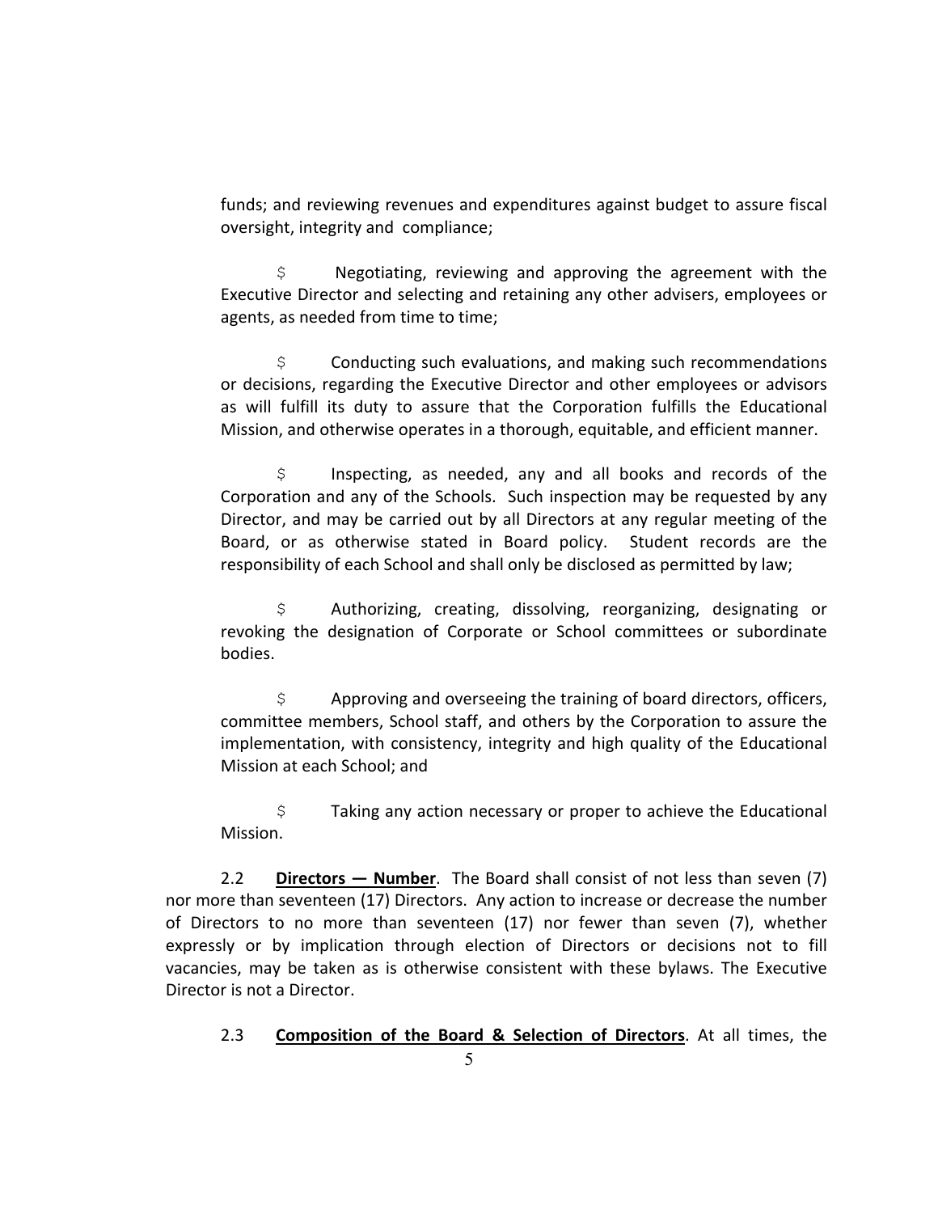funds; and reviewing revenues and expenditures against budget to assure fiscal oversight, integrity and compliance;

$ Negotiating, reviewing and approving the agreement with the Executive Director and selecting and retaining any other advisers, employees or agents, as needed from time to time;

$ Conducting such evaluations, and making such recommendations or decisions, regarding the Executive Director and other employees or advisors as will fulfill its duty to assure that the Corporation fulfills the Educational Mission, and otherwise operates in a thorough, equitable, and efficient manner.

$ Inspecting, as needed, any and all books and records of the Corporation and any of the Schools. Such inspection may be requested by any Director, and may be carried out by all Directors at any regular meeting of the Board, or as otherwise stated in Board policy. Student records are the responsibility of each School and shall only be disclosed as permitted by law;

$ Authorizing, creating, dissolving, reorganizing, designating or revoking the designation of Corporate or School committees or subordinate bodies.

$ Approving and overseeing the training of board directors, officers, committee members, School staff, and others by the Corporation to assure the implementation, with consistency, integrity and high quality of the Educational Mission at each School; and

$ Taking any action necessary or proper to achieve the Educational Mission.

2.2 **Directors — Number**. The Board shall consist of not less than seven (7) nor more than seventeen (17) Directors. Any action to increase or decrease the number of Directors to no more than seventeen (17) nor fewer than seven (7), whether expressly or by implication through election of Directors or decisions not to fill vacancies, may be taken as is otherwise consistent with these bylaws. The Executive Director is not a Director.

2.3 **Composition of the Board & Selection of Directors**. At all times, the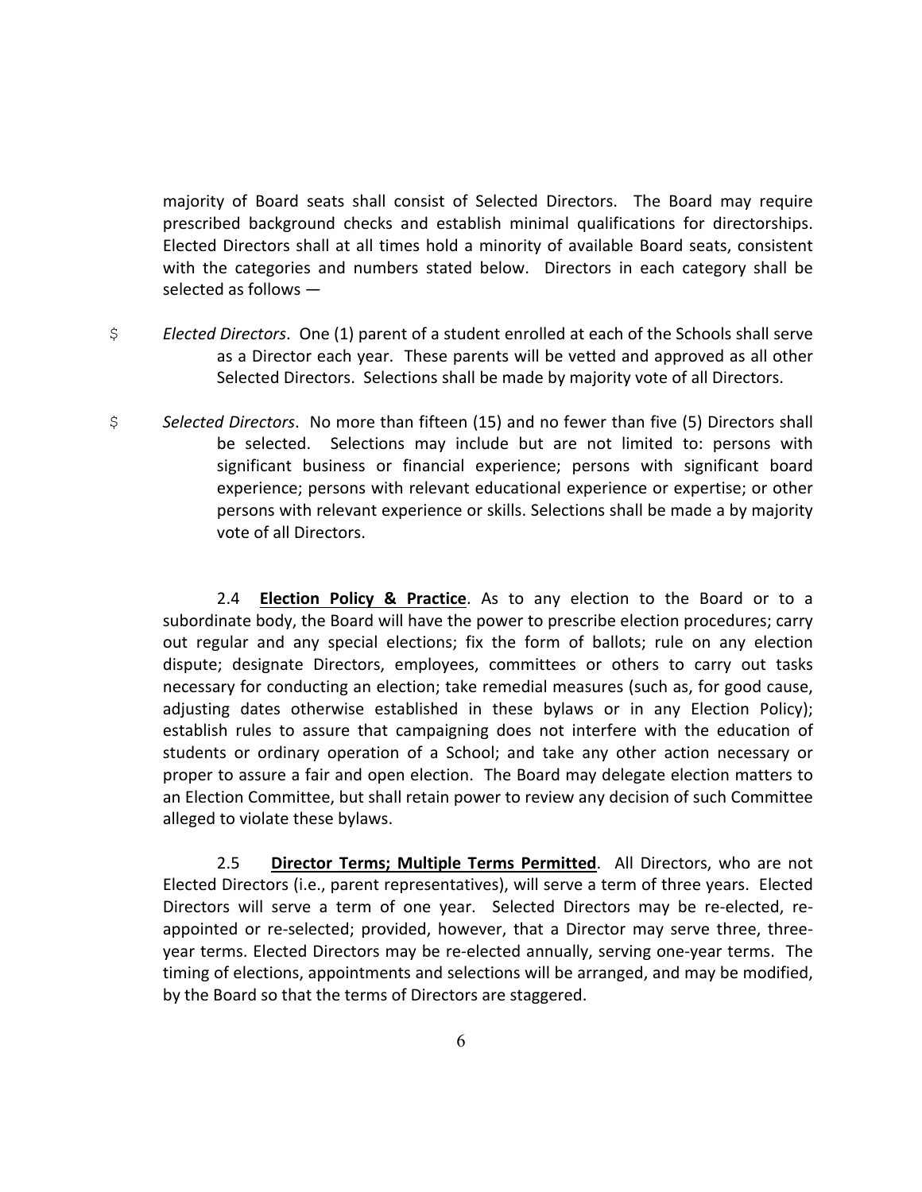majority of Board seats shall consist of Selected Directors. The Board may require prescribed background checks and establish minimal qualifications for directorships. Elected Directors shall at all times hold a minority of available Board seats, consistent with the categories and numbers stated below. Directors in each category shall be selected as follows —

- *Elected Directors*. One (1) parent of a student enrolled at each of the Schools shall serve as a Director each year. These parents will be vetted and approved as all other Selected Directors. Selections shall be made by majority vote of all Directors.

- *Selected Directors*. No more than fifteen (15) and no fewer than five (5) Directors shall be selected. Selections may include but are not limited to: persons with significant business or financial experience; persons with significant board experience; persons with relevant educational experience or expertise; or other persons with relevant experience or skills. Selections shall be made a by majority vote of all Directors.

2.4 **Election Policy & Practice**. As to any election to the Board or to a subordinate body, the Board will have the power to prescribe election procedures; carry out regular and any special elections; fix the form of ballots; rule on any election dispute; designate Directors, employees, committees or others to carry out tasks necessary for conducting an election; take remedial measures (such as, for good cause, adjusting dates otherwise established in these bylaws or in any Election Policy); establish rules to assure that campaigning does not interfere with the education of students or ordinary operation of a School; and take any other action necessary or proper to assure a fair and open election. The Board may delegate election matters to an Election Committee, but shall retain power to review any decision of such Committee alleged to violate these bylaws.

2.5 **Director Terms; Multiple Terms Permitted**. All Directors, who are not Elected Directors (i.e., parent representatives), will serve a term of three years. Elected Directors will serve a term of one year. Selected Directors may be re-elected, re-appointed or re-selected; provided, however, that a Director may serve three, three-year terms. Elected Directors may be re-elected annually, serving one-year terms. The timing of elections, appointments and selections will be arranged, and may be modified, by the Board so that the terms of Directors are staggered.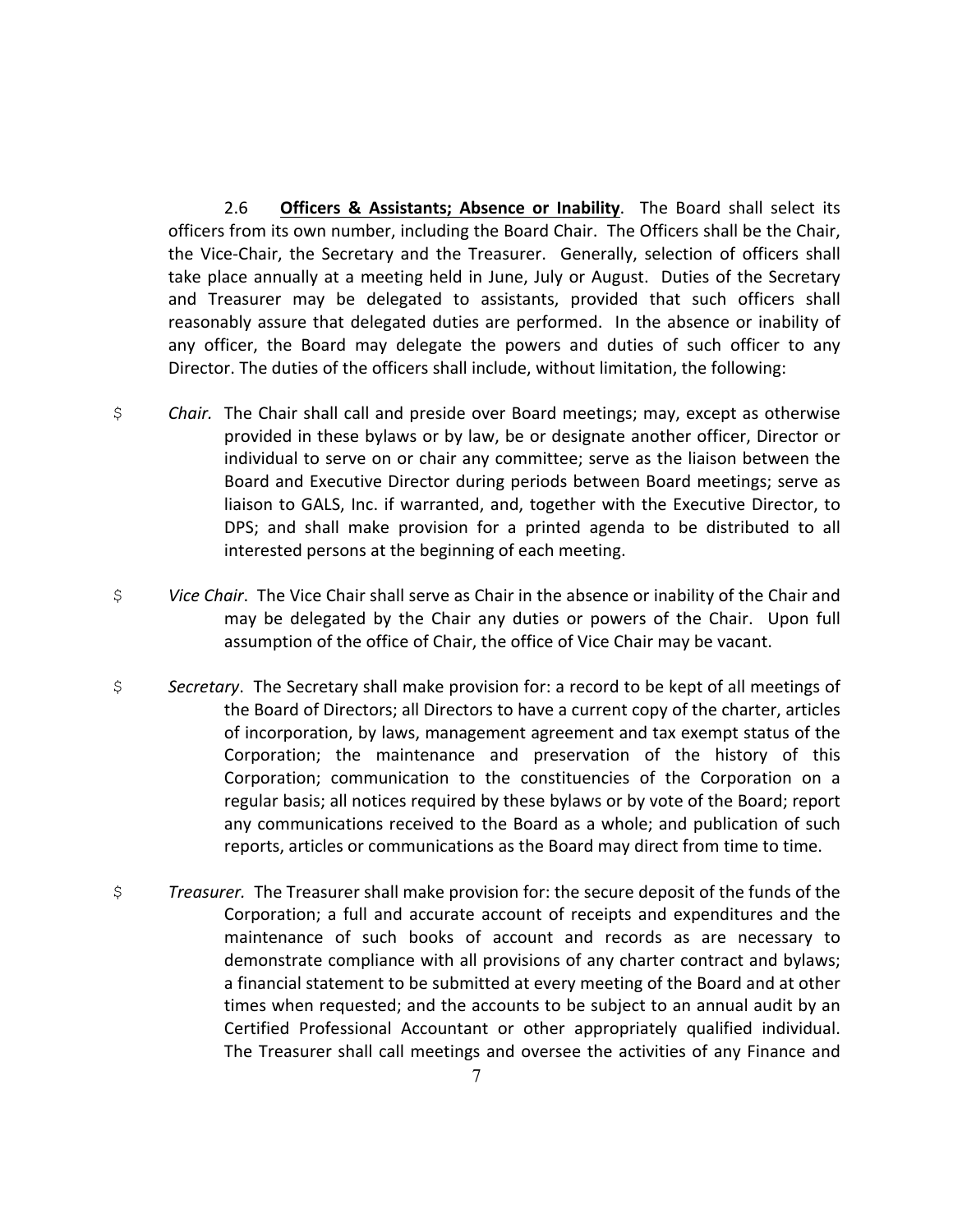2.6 **<u>Officers & Assistants; Absence or Inability</u>**. The Board shall select its officers from its own number, including the Board Chair. The Officers shall be the Chair, the Vice-Chair, the Secretary and the Treasurer. Generally, selection of officers shall take place annually at a meeting held in June, July or August. Duties of the Secretary and Treasurer may be delegated to assistants, provided that such officers shall reasonably assure that delegated duties are performed. In the absence or inability of any officer, the Board may delegate the powers and duties of such officer to any Director. The duties of the officers shall include, without limitation, the following:

- *Chair.* The Chair shall call and preside over Board meetings; may, except as otherwise provided in these bylaws or by law, be or designate another officer, Director or individual to serve on or chair any committee; serve as the liaison between the Board and Executive Director during periods between Board meetings; serve as liaison to GALS, Inc. if warranted, and, together with the Executive Director, to DPS; and shall make provision for a printed agenda to be distributed to all interested persons at the beginning of each meeting.

- *Vice Chair*. The Vice Chair shall serve as Chair in the absence or inability of the Chair and may be delegated by the Chair any duties or powers of the Chair. Upon full assumption of the office of Chair, the office of Vice Chair may be vacant.

- *Secretary*. The Secretary shall make provision for: a record to be kept of all meetings of the Board of Directors; all Directors to have a current copy of the charter, articles of incorporation, by laws, management agreement and tax exempt status of the Corporation; the maintenance and preservation of the history of this Corporation; communication to the constituencies of the Corporation on a regular basis; all notices required by these bylaws or by vote of the Board; report any communications received to the Board as a whole; and publication of such reports, articles or communications as the Board may direct from time to time.

- *Treasurer.* The Treasurer shall make provision for: the secure deposit of the funds of the Corporation; a full and accurate account of receipts and expenditures and the maintenance of such books of account and records as are necessary to demonstrate compliance with all provisions of any charter contract and bylaws; a financial statement to be submitted at every meeting of the Board and at other times when requested; and the accounts to be subject to an annual audit by an Certified Professional Accountant or other appropriately qualified individual. The Treasurer shall call meetings and oversee the activities of any Finance and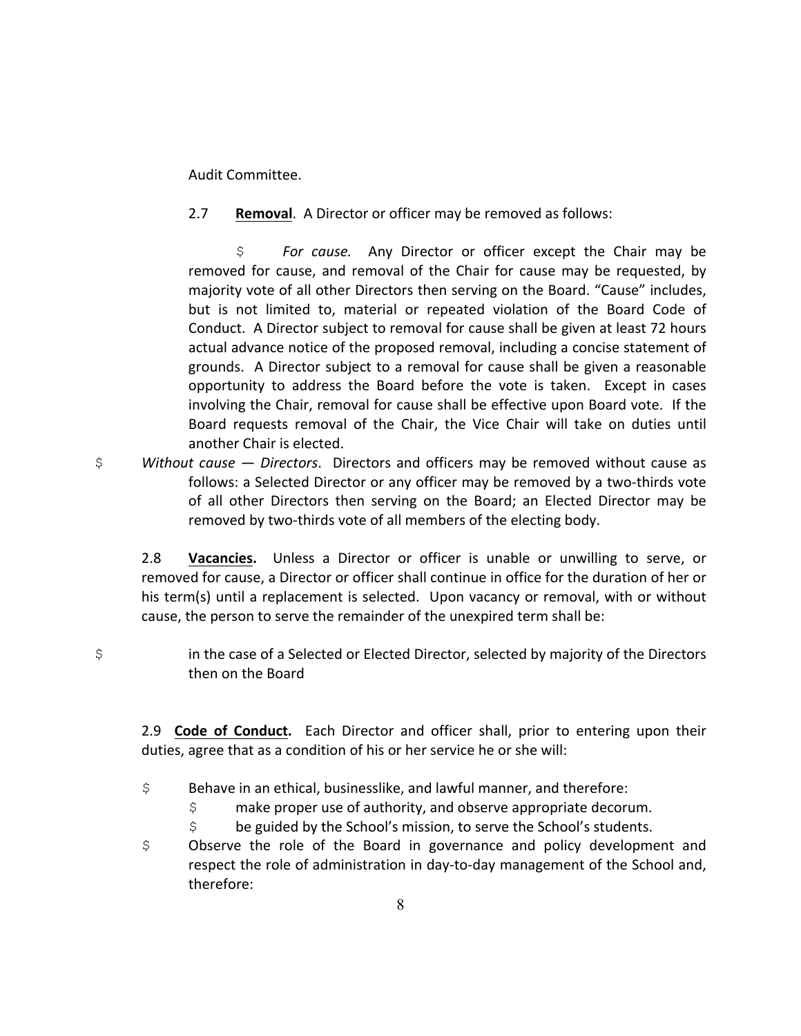Audit Committee.

2.7 **Removal**. A Director or officer may be removed as follows:

- *For cause.* Any Director or officer except the Chair may be removed for cause, and removal of the Chair for cause may be requested, by majority vote of all other Directors then serving on the Board. "Cause" includes, but is not limited to, material or repeated violation of the Board Code of Conduct. A Director subject to removal for cause shall be given at least 72 hours actual advance notice of the proposed removal, including a concise statement of grounds. A Director subject to a removal for cause shall be given a reasonable opportunity to address the Board before the vote is taken. Except in cases involving the Chair, removal for cause shall be effective upon Board vote. If the Board requests removal of the Chair, the Vice Chair will take on duties until another Chair is elected.
- *Without cause — Directors*. Directors and officers may be removed without cause as follows: a Selected Director or any officer may be removed by a two-thirds vote of all other Directors then serving on the Board; an Elected Director may be removed by two-thirds vote of all members of the electing body.

2.8 **Vacancies.** Unless a Director or officer is unable or unwilling to serve, or removed for cause, a Director or officer shall continue in office for the duration of her or his term(s) until a replacement is selected. Upon vacancy or removal, with or without cause, the person to serve the remainder of the unexpired term shall be:

- in the case of a Selected or Elected Director, selected by majority of the Directors then on the Board

2.9 **Code of Conduct.** Each Director and officer shall, prior to entering upon their duties, agree that as a condition of his or her service he or she will:

- Behave in an ethical, businesslike, and lawful manner, and therefore:
  - make proper use of authority, and observe appropriate decorum.
  - be guided by the School's mission, to serve the School's students.
- Observe the role of the Board in governance and policy development and respect the role of administration in day-to-day management of the School and, therefore: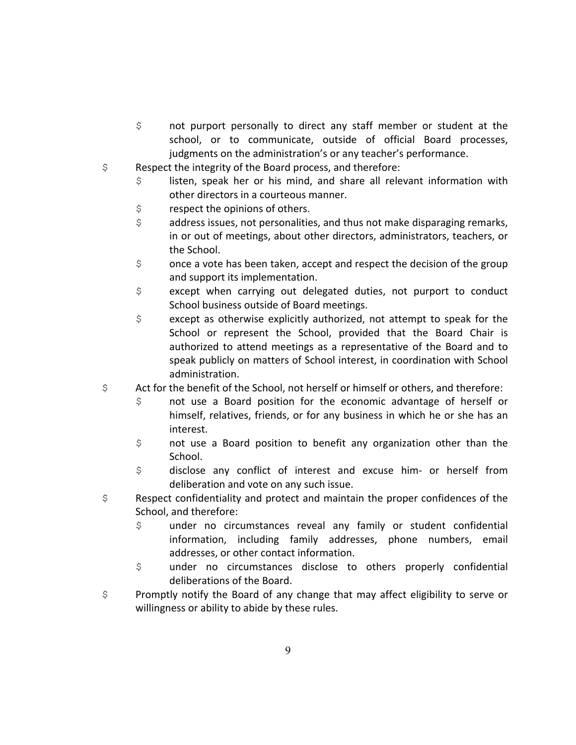- not purport personally to direct any staff member or student at the school, or to communicate, outside of official Board processes, judgments on the administration's or any teacher's performance.
- Respect the integrity of the Board process, and therefore:
  - listen, speak her or his mind, and share all relevant information with other directors in a courteous manner.
  - respect the opinions of others.
  - address issues, not personalities, and thus not make disparaging remarks, in or out of meetings, about other directors, administrators, teachers, or the School.
  - once a vote has been taken, accept and respect the decision of the group and support its implementation.
  - except when carrying out delegated duties, not purport to conduct School business outside of Board meetings.
  - except as otherwise explicitly authorized, not attempt to speak for the School or represent the School, provided that the Board Chair is authorized to attend meetings as a representative of the Board and to speak publicly on matters of School interest, in coordination with School administration.
- Act for the benefit of the School, not herself or himself or others, and therefore:
  - not use a Board position for the economic advantage of herself or himself, relatives, friends, or for any business in which he or she has an interest.
  - not use a Board position to benefit any organization other than the School.
  - disclose any conflict of interest and excuse him- or herself from deliberation and vote on any such issue.
- Respect confidentiality and protect and maintain the proper confidences of the School, and therefore:
  - under no circumstances reveal any family or student confidential information, including family addresses, phone numbers, email addresses, or other contact information.
  - under no circumstances disclose to others properly confidential deliberations of the Board.
- Promptly notify the Board of any change that may affect eligibility to serve or willingness or ability to abide by these rules.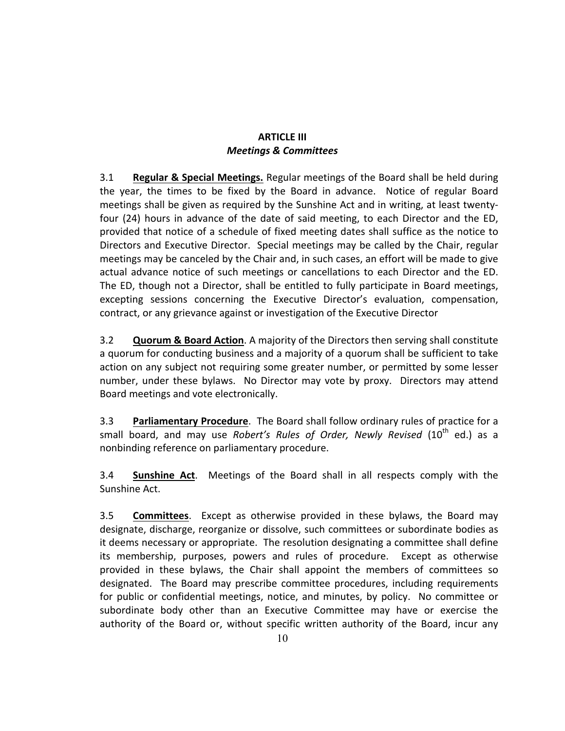## ARTICLE III
### *Meetings & Committees*

3.1 **Regular & Special Meetings.** Regular meetings of the Board shall be held during the year, the times to be fixed by the Board in advance. Notice of regular Board meetings shall be given as required by the Sunshine Act and in writing, at least twenty-four (24) hours in advance of the date of said meeting, to each Director and the ED, provided that notice of a schedule of fixed meeting dates shall suffice as the notice to Directors and Executive Director. Special meetings may be called by the Chair, regular meetings may be canceled by the Chair and, in such cases, an effort will be made to give actual advance notice of such meetings or cancellations to each Director and the ED. The ED, though not a Director, shall be entitled to fully participate in Board meetings, excepting sessions concerning the Executive Director's evaluation, compensation, contract, or any grievance against or investigation of the Executive Director

3.2 **Quorum & Board Action**. A majority of the Directors then serving shall constitute a quorum for conducting business and a majority of a quorum shall be sufficient to take action on any subject not requiring some greater number, or permitted by some lesser number, under these bylaws. No Director may vote by proxy. Directors may attend Board meetings and vote electronically.

3.3 **Parliamentary Procedure**. The Board shall follow ordinary rules of practice for a small board, and may use *Robert's Rules of Order, Newly Revised* ($10^{th}$ ed.) as a nonbinding reference on parliamentary procedure.

3.4 **Sunshine Act**. Meetings of the Board shall in all respects comply with the Sunshine Act.

3.5 **Committees**. Except as otherwise provided in these bylaws, the Board may designate, discharge, reorganize or dissolve, such committees or subordinate bodies as it deems necessary or appropriate. The resolution designating a committee shall define its membership, purposes, powers and rules of procedure. Except as otherwise provided in these bylaws, the Chair shall appoint the members of committees so designated. The Board may prescribe committee procedures, including requirements for public or confidential meetings, notice, and minutes, by policy. No committee or subordinate body other than an Executive Committee may have or exercise the authority of the Board or, without specific written authority of the Board, incur any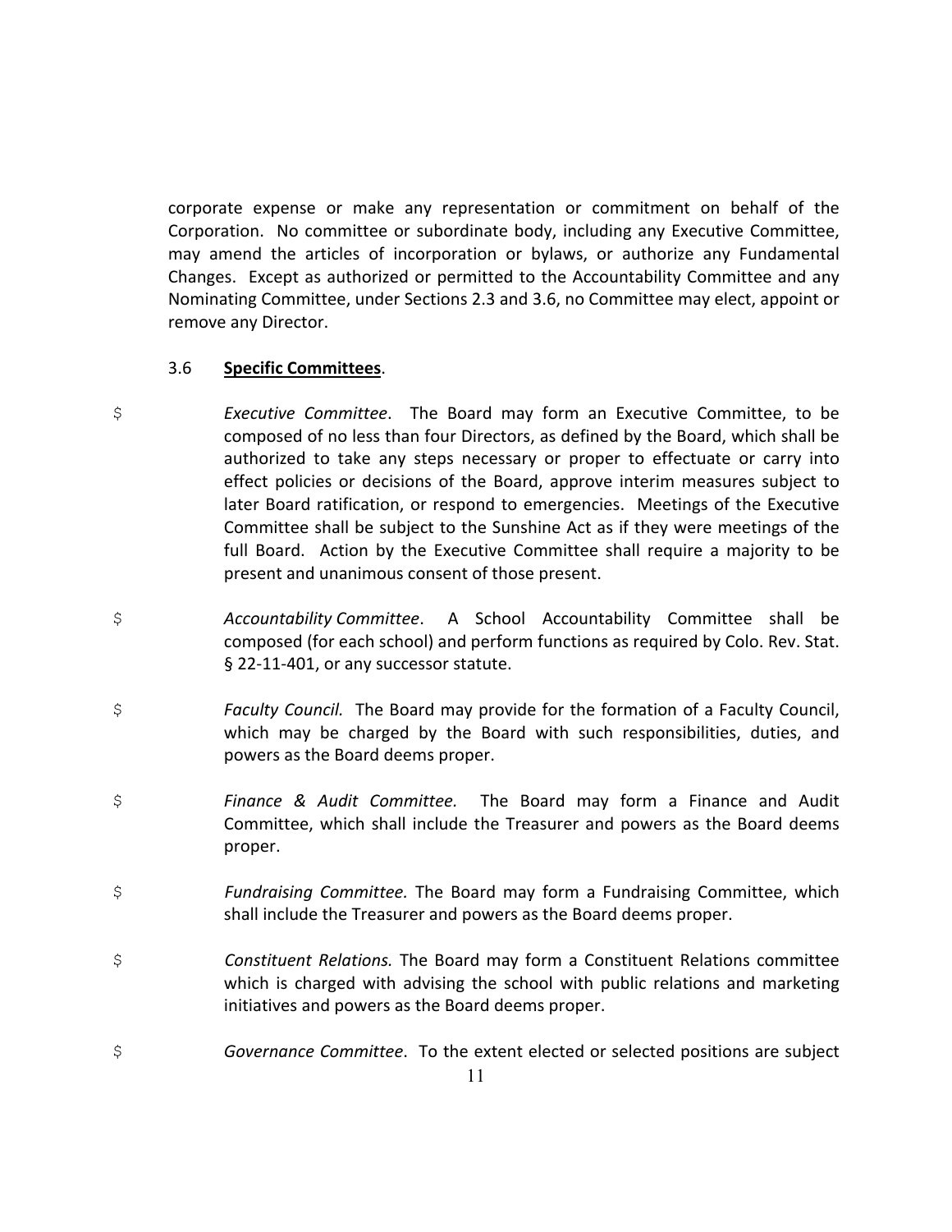corporate expense or make any representation or commitment on behalf of the Corporation. No committee or subordinate body, including any Executive Committee, may amend the articles of incorporation or bylaws, or authorize any Fundamental Changes. Except as authorized or permitted to the Accountability Committee and any Nominating Committee, under Sections 2.3 and 3.6, no Committee may elect, appoint or remove any Director.

3.6 **Specific Committees**.

- *Executive Committee*. The Board may form an Executive Committee, to be composed of no less than four Directors, as defined by the Board, which shall be authorized to take any steps necessary or proper to effectuate or carry into effect policies or decisions of the Board, approve interim measures subject to later Board ratification, or respond to emergencies. Meetings of the Executive Committee shall be subject to the Sunshine Act as if they were meetings of the full Board. Action by the Executive Committee shall require a majority to be present and unanimous consent of those present.

- *Accountability Committee*. A School Accountability Committee shall be composed (for each school) and perform functions as required by Colo. Rev. Stat. § 22-11-401, or any successor statute.

- *Faculty Council.* The Board may provide for the formation of a Faculty Council, which may be charged by the Board with such responsibilities, duties, and powers as the Board deems proper.

- *Finance & Audit Committee.* The Board may form a Finance and Audit Committee, which shall include the Treasurer and powers as the Board deems proper.

- *Fundraising Committee.* The Board may form a Fundraising Committee, which shall include the Treasurer and powers as the Board deems proper.

- *Constituent Relations.* The Board may form a Constituent Relations committee which is charged with advising the school with public relations and marketing initiatives and powers as the Board deems proper.

- *Governance Committee*. To the extent elected or selected positions are subject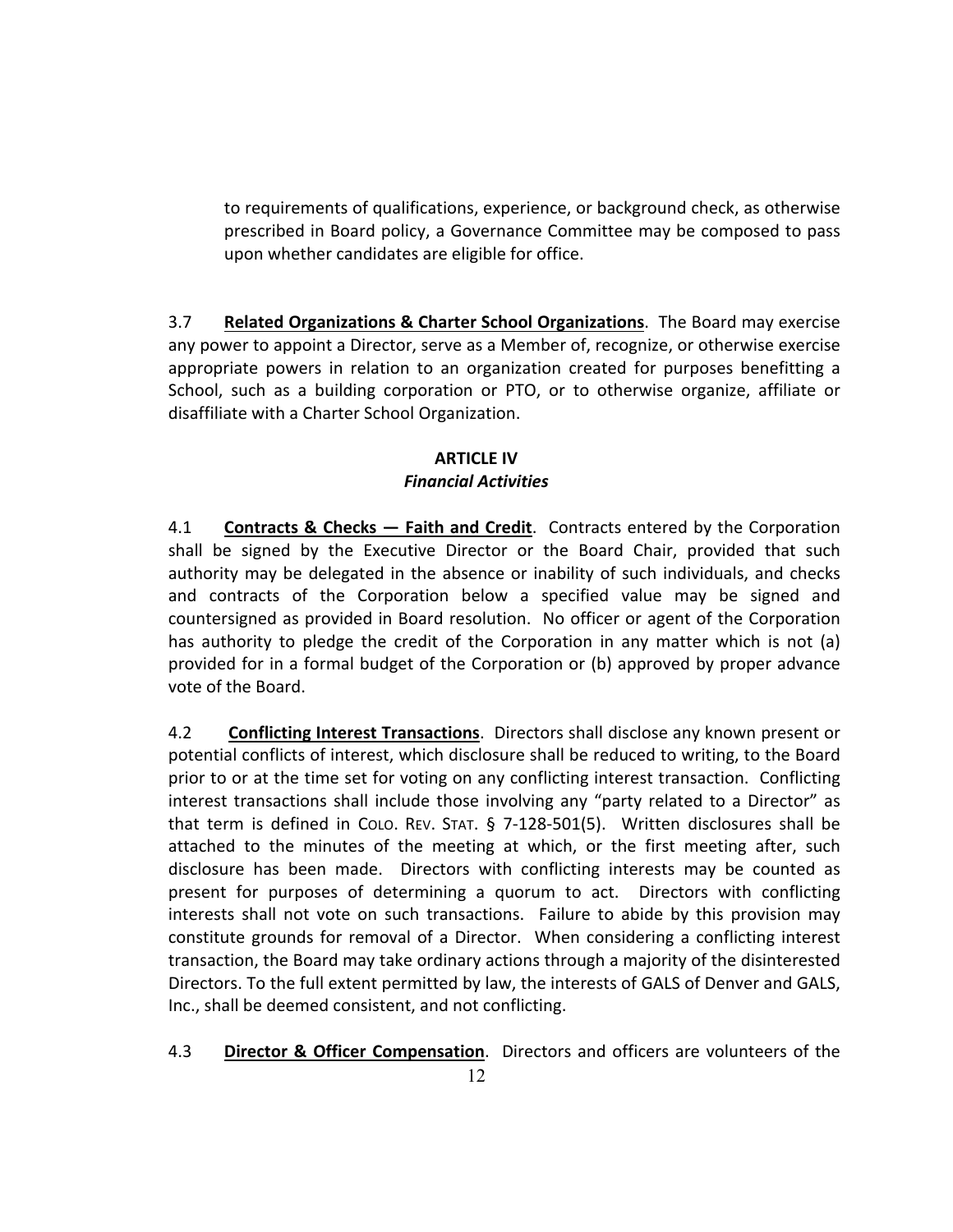to requirements of qualifications, experience, or background check, as otherwise prescribed in Board policy, a Governance Committee may be composed to pass upon whether candidates are eligible for office.

3.7 **Related Organizations & Charter School Organizations**. The Board may exercise any power to appoint a Director, serve as a Member of, recognize, or otherwise exercise appropriate powers in relation to an organization created for purposes benefitting a School, such as a building corporation or PTO, or to otherwise organize, affiliate or disaffiliate with a Charter School Organization.

## ARTICLE IV
### *Financial Activities*

4.1 **Contracts & Checks — Faith and Credit**. Contracts entered by the Corporation shall be signed by the Executive Director or the Board Chair, provided that such authority may be delegated in the absence or inability of such individuals, and checks and contracts of the Corporation below a specified value may be signed and countersigned as provided in Board resolution. No officer or agent of the Corporation has authority to pledge the credit of the Corporation in any matter which is not (a) provided for in a formal budget of the Corporation or (b) approved by proper advance vote of the Board.

4.2 **Conflicting Interest Transactions**. Directors shall disclose any known present or potential conflicts of interest, which disclosure shall be reduced to writing, to the Board prior to or at the time set for voting on any conflicting interest transaction. Conflicting interest transactions shall include those involving any "party related to a Director" as that term is defined in COLO. REV. STAT. § 7-128-501(5). Written disclosures shall be attached to the minutes of the meeting at which, or the first meeting after, such disclosure has been made. Directors with conflicting interests may be counted as present for purposes of determining a quorum to act. Directors with conflicting interests shall not vote on such transactions. Failure to abide by this provision may constitute grounds for removal of a Director. When considering a conflicting interest transaction, the Board may take ordinary actions through a majority of the disinterested Directors. To the full extent permitted by law, the interests of GALS of Denver and GALS, Inc., shall be deemed consistent, and not conflicting.

4.3 **Director & Officer Compensation**. Directors and officers are volunteers of the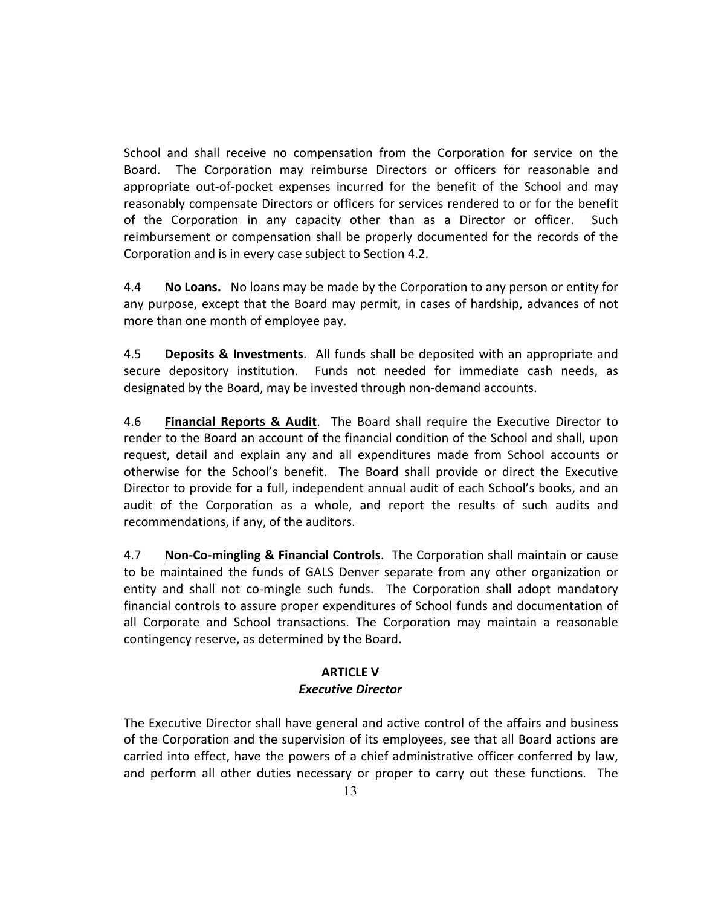School and shall receive no compensation from the Corporation for service on the Board. The Corporation may reimburse Directors or officers for reasonable and appropriate out-of-pocket expenses incurred for the benefit of the School and may reasonably compensate Directors or officers for services rendered to or for the benefit of the Corporation in any capacity other than as a Director or officer. Such reimbursement or compensation shall be properly documented for the records of the Corporation and is in every case subject to Section 4.2.

4.4 **No Loans.** No loans may be made by the Corporation to any person or entity for any purpose, except that the Board may permit, in cases of hardship, advances of not more than one month of employee pay.

4.5 **Deposits & Investments**. All funds shall be deposited with an appropriate and secure depository institution. Funds not needed for immediate cash needs, as designated by the Board, may be invested through non-demand accounts.

4.6 **Financial Reports & Audit**. The Board shall require the Executive Director to render to the Board an account of the financial condition of the School and shall, upon request, detail and explain any and all expenditures made from School accounts or otherwise for the School's benefit. The Board shall provide or direct the Executive Director to provide for a full, independent annual audit of each School's books, and an audit of the Corporation as a whole, and report the results of such audits and recommendations, if any, of the auditors.

4.7 **Non-Co-mingling & Financial Controls**. The Corporation shall maintain or cause to be maintained the funds of GALS Denver separate from any other organization or entity and shall not co-mingle such funds. The Corporation shall adopt mandatory financial controls to assure proper expenditures of School funds and documentation of all Corporate and School transactions. The Corporation may maintain a reasonable contingency reserve, as determined by the Board.

## ARTICLE V
### *Executive Director*

The Executive Director shall have general and active control of the affairs and business of the Corporation and the supervision of its employees, see that all Board actions are carried into effect, have the powers of a chief administrative officer conferred by law, and perform all other duties necessary or proper to carry out these functions. The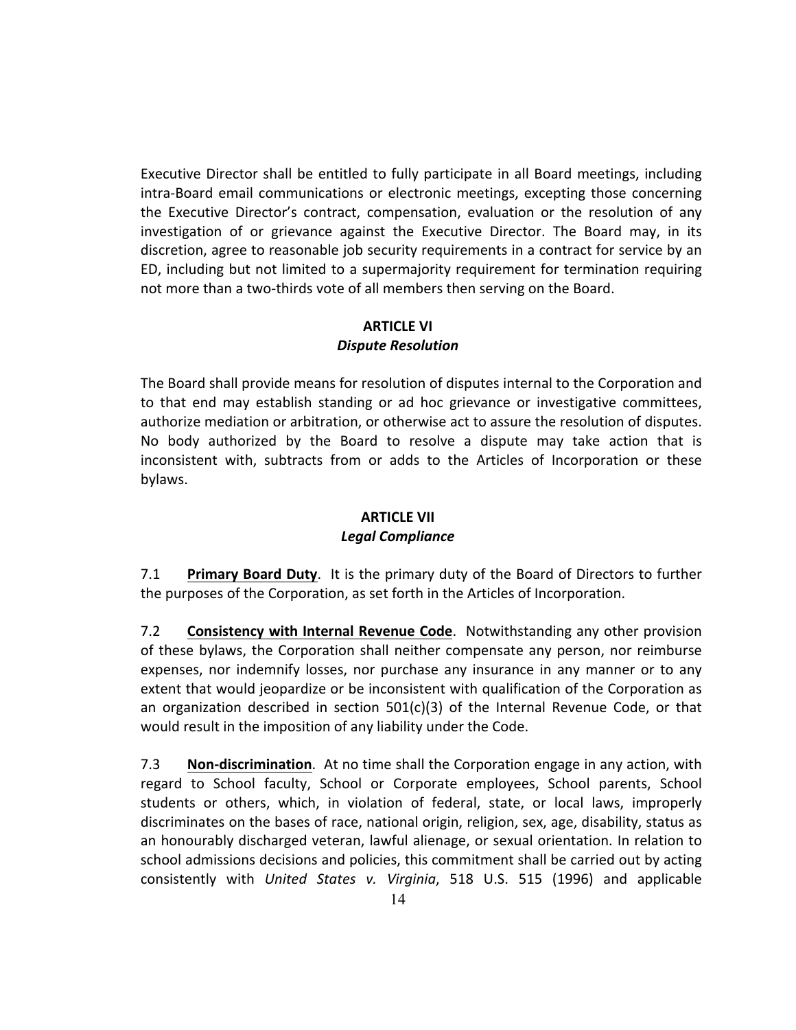Executive Director shall be entitled to fully participate in all Board meetings, including intra-Board email communications or electronic meetings, excepting those concerning the Executive Director's contract, compensation, evaluation or the resolution of any investigation of or grievance against the Executive Director. The Board may, in its discretion, agree to reasonable job security requirements in a contract for service by an ED, including but not limited to a supermajority requirement for termination requiring not more than a two-thirds vote of all members then serving on the Board.

## ARTICLE VI
### *Dispute Resolution*

The Board shall provide means for resolution of disputes internal to the Corporation and to that end may establish standing or ad hoc grievance or investigative committees, authorize mediation or arbitration, or otherwise act to assure the resolution of disputes. No body authorized by the Board to resolve a dispute may take action that is inconsistent with, subtracts from or adds to the Articles of Incorporation or these bylaws.

## ARTICLE VII
### *Legal Compliance*

7.1 **Primary Board Duty**. It is the primary duty of the Board of Directors to further the purposes of the Corporation, as set forth in the Articles of Incorporation.

7.2 **Consistency with Internal Revenue Code**. Notwithstanding any other provision of these bylaws, the Corporation shall neither compensate any person, nor reimburse expenses, nor indemnify losses, nor purchase any insurance in any manner or to any extent that would jeopardize or be inconsistent with qualification of the Corporation as an organization described in section 501(c)(3) of the Internal Revenue Code, or that would result in the imposition of any liability under the Code.

7.3 **Non-discrimination**. At no time shall the Corporation engage in any action, with regard to School faculty, School or Corporate employees, School parents, School students or others, which, in violation of federal, state, or local laws, improperly discriminates on the bases of race, national origin, religion, sex, age, disability, status as an honourably discharged veteran, lawful alienage, or sexual orientation. In relation to school admissions decisions and policies, this commitment shall be carried out by acting consistently with *United States v. Virginia*, 518 U.S. 515 (1996) and applicable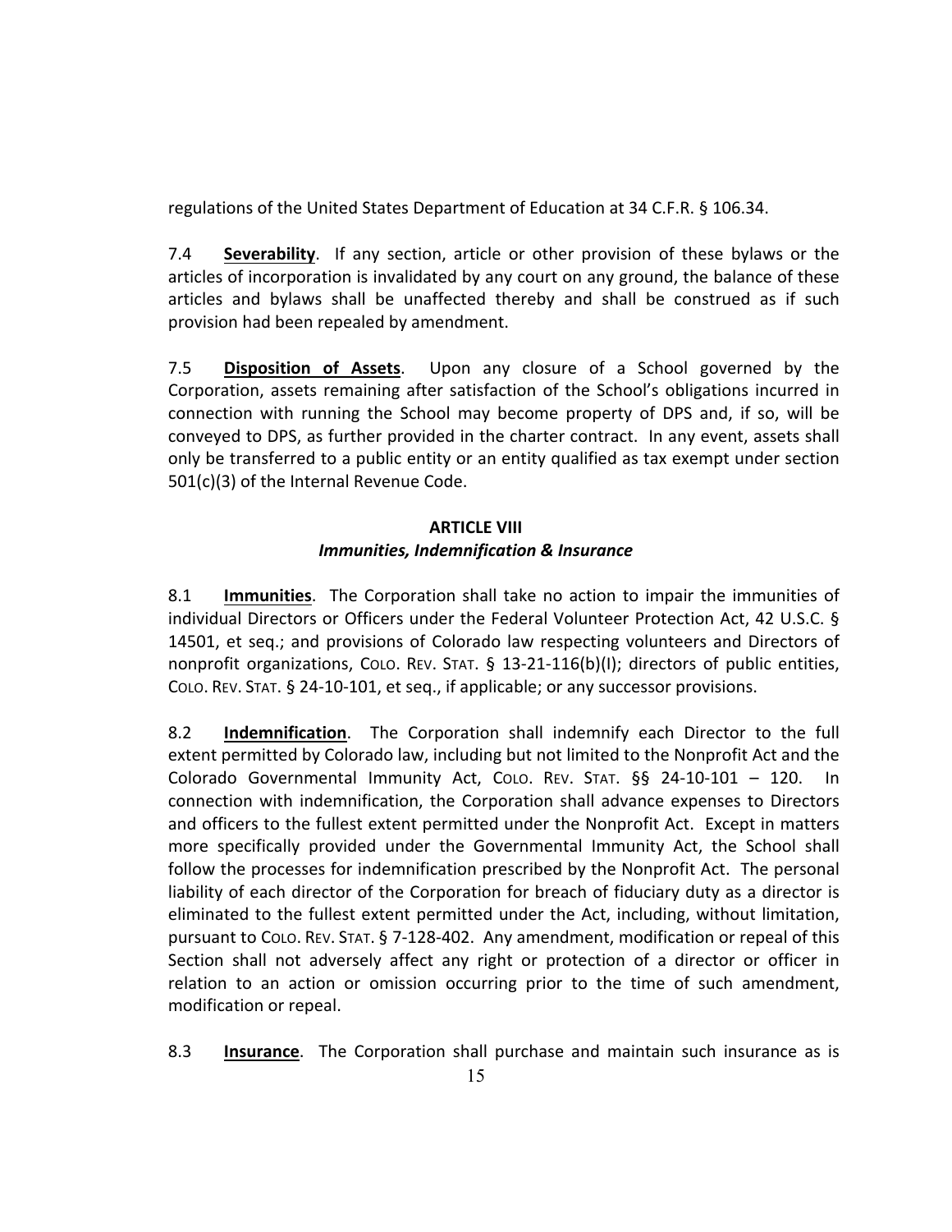regulations of the United States Department of Education at 34 C.F.R. § 106.34.

7.4 **Severability**. If any section, article or other provision of these bylaws or the articles of incorporation is invalidated by any court on any ground, the balance of these articles and bylaws shall be unaffected thereby and shall be construed as if such provision had been repealed by amendment.

7.5 **Disposition of Assets**. Upon any closure of a School governed by the Corporation, assets remaining after satisfaction of the School's obligations incurred in connection with running the School may become property of DPS and, if so, will be conveyed to DPS, as further provided in the charter contract. In any event, assets shall only be transferred to a public entity or an entity qualified as tax exempt under section 501(c)(3) of the Internal Revenue Code.

## ARTICLE VIII
### *Immunities, Indemnification & Insurance*

8.1 **Immunities**. The Corporation shall take no action to impair the immunities of individual Directors or Officers under the Federal Volunteer Protection Act, 42 U.S.C. § 14501, et seq.; and provisions of Colorado law respecting volunteers and Directors of nonprofit organizations, COLO. REV. STAT. § 13-21-116(b)(I); directors of public entities, COLO. REV. STAT. § 24-10-101, et seq., if applicable; or any successor provisions.

8.2 **Indemnification**. The Corporation shall indemnify each Director to the full extent permitted by Colorado law, including but not limited to the Nonprofit Act and the Colorado Governmental Immunity Act, COLO. REV. STAT. §§ 24-10-101 – 120. In connection with indemnification, the Corporation shall advance expenses to Directors and officers to the fullest extent permitted under the Nonprofit Act. Except in matters more specifically provided under the Governmental Immunity Act, the School shall follow the processes for indemnification prescribed by the Nonprofit Act. The personal liability of each director of the Corporation for breach of fiduciary duty as a director is eliminated to the fullest extent permitted under the Act, including, without limitation, pursuant to COLO. REV. STAT. § 7-128-402. Any amendment, modification or repeal of this Section shall not adversely affect any right or protection of a director or officer in relation to an action or omission occurring prior to the time of such amendment, modification or repeal.

8.3 **Insurance**. The Corporation shall purchase and maintain such insurance as is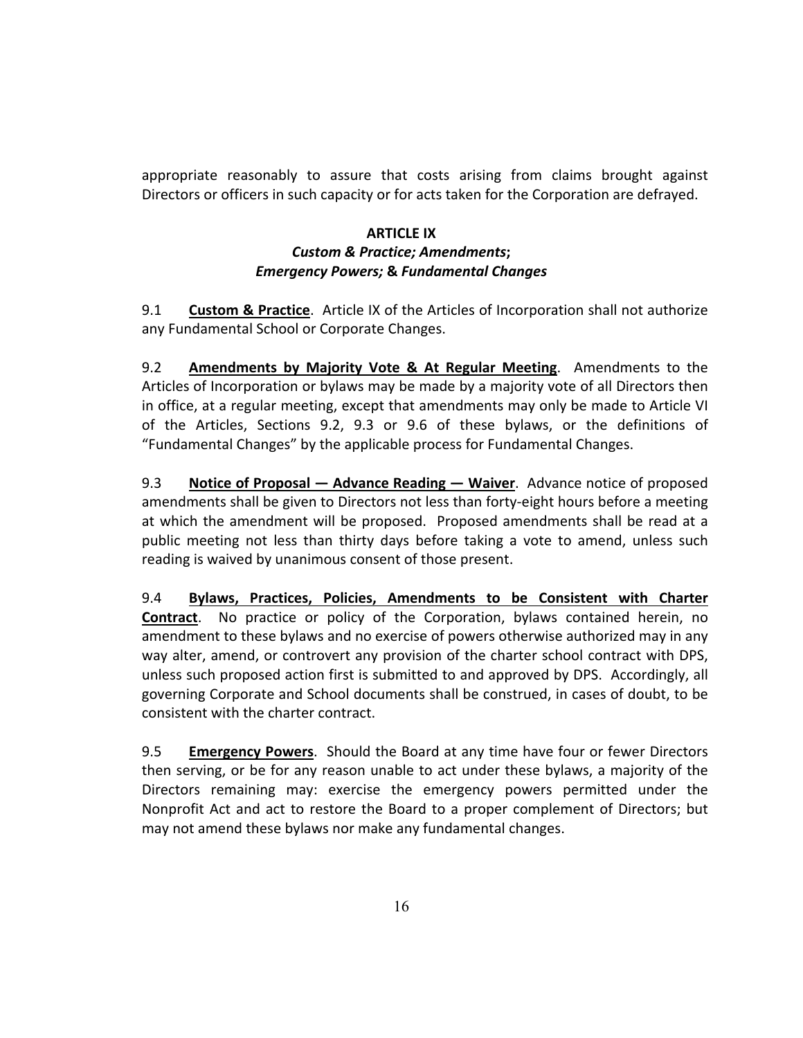appropriate reasonably to assure that costs arising from claims brought against Directors or officers in such capacity or for acts taken for the Corporation are defrayed.

## ARTICLE IX
### *Custom & Practice; Amendments*; *Emergency Powers;* & *Fundamental Changes*

9.1 **Custom & Practice**. Article IX of the Articles of Incorporation shall not authorize any Fundamental School or Corporate Changes.

9.2 **Amendments by Majority Vote & At Regular Meeting**. Amendments to the Articles of Incorporation or bylaws may be made by a majority vote of all Directors then in office, at a regular meeting, except that amendments may only be made to Article VI of the Articles, Sections 9.2, 9.3 or 9.6 of these bylaws, or the definitions of "Fundamental Changes" by the applicable process for Fundamental Changes.

9.3 **Notice of Proposal — Advance Reading — Waiver**. Advance notice of proposed amendments shall be given to Directors not less than forty-eight hours before a meeting at which the amendment will be proposed. Proposed amendments shall be read at a public meeting not less than thirty days before taking a vote to amend, unless such reading is waived by unanimous consent of those present.

9.4 **Bylaws, Practices, Policies, Amendments to be Consistent with Charter Contract**. No practice or policy of the Corporation, bylaws contained herein, no amendment to these bylaws and no exercise of powers otherwise authorized may in any way alter, amend, or controvert any provision of the charter school contract with DPS, unless such proposed action first is submitted to and approved by DPS. Accordingly, all governing Corporate and School documents shall be construed, in cases of doubt, to be consistent with the charter contract.

9.5 **Emergency Powers**. Should the Board at any time have four or fewer Directors then serving, or be for any reason unable to act under these bylaws, a majority of the Directors remaining may: exercise the emergency powers permitted under the Nonprofit Act and act to restore the Board to a proper complement of Directors; but may not amend these bylaws nor make any fundamental changes.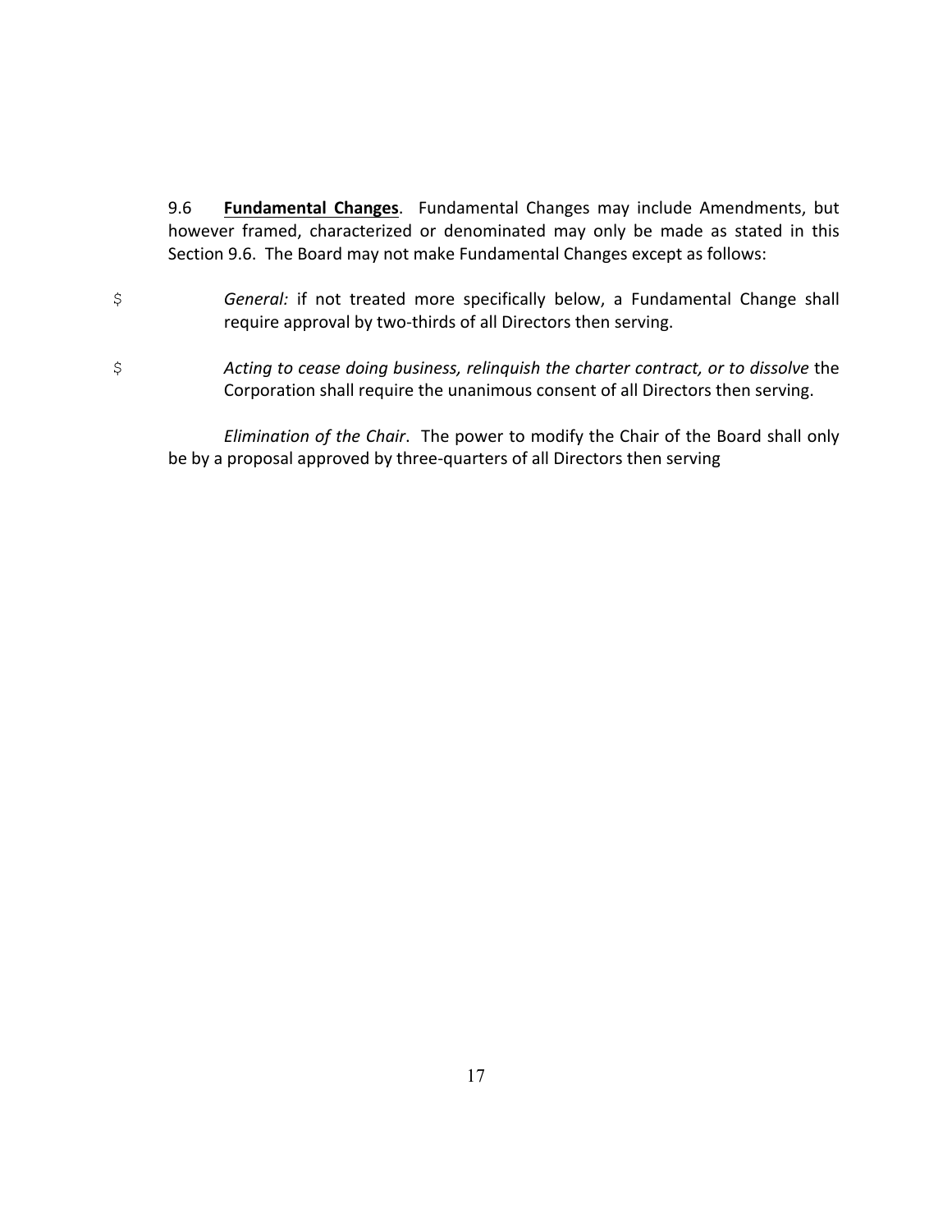9.6 **Fundamental Changes**. Fundamental Changes may include Amendments, but however framed, characterized or denominated may only be made as stated in this Section 9.6. The Board may not make Fundamental Changes except as follows:

- *General:* if not treated more specifically below, a Fundamental Change shall require approval by two-thirds of all Directors then serving.

- *Acting to cease doing business, relinquish the charter contract, or to dissolve* the Corporation shall require the unanimous consent of all Directors then serving.

*Elimination of the Chair*. The power to modify the Chair of the Board shall only be by a proposal approved by three-quarters of all Directors then serving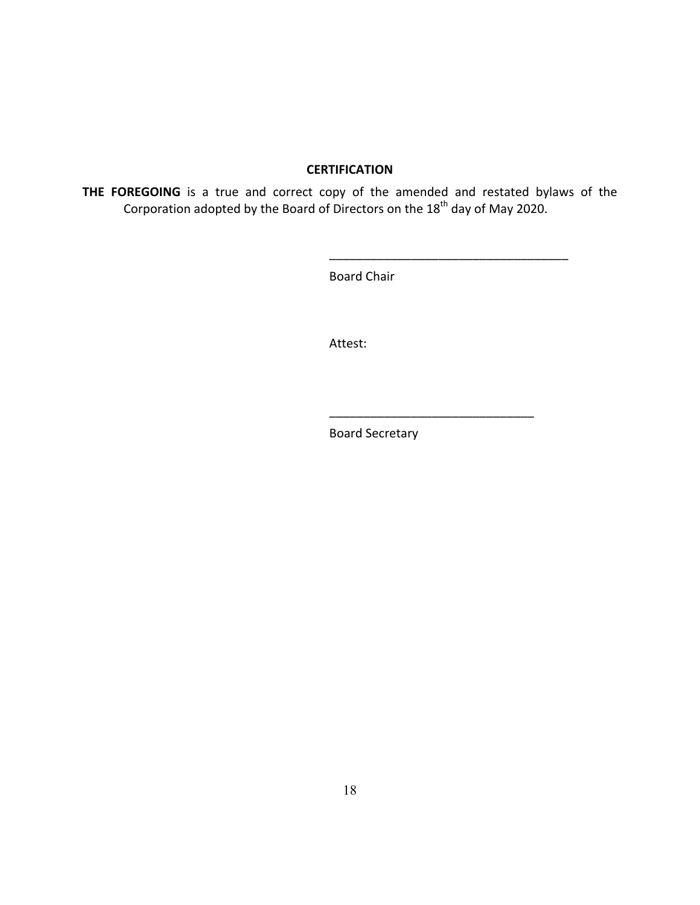## CERTIFICATION

**THE FOREGOING** is a true and correct copy of the amended and restated bylaws of the Corporation adopted by the Board of Directors on the 18th day of May 2020.

___________________________________

Board Chair

Attest:

______________________________

Board Secretary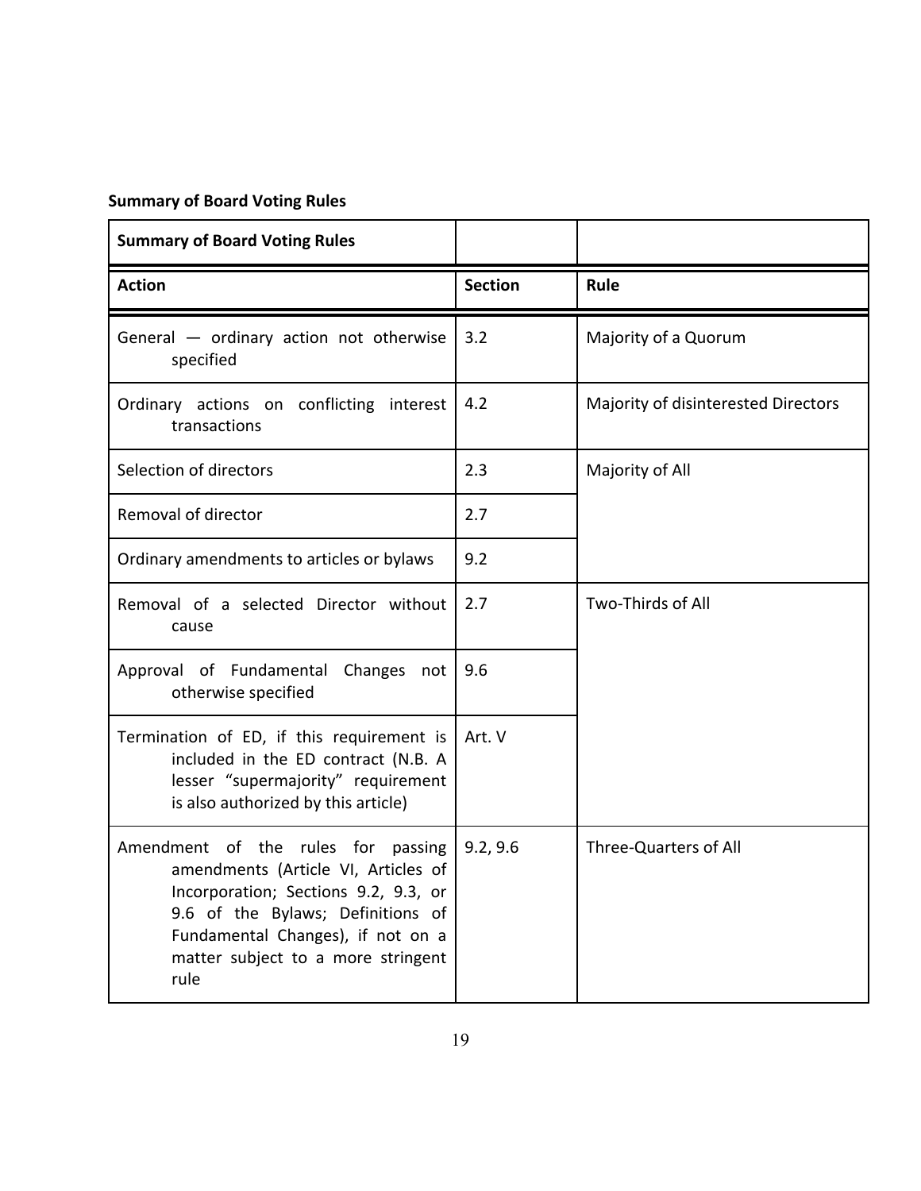**Summary of Board Voting Rules**

| Summary of Board Voting Rules | | |
|---|---|---|
| **Action** | **Section** | **Rule** |
| General — ordinary action not otherwise specified | 3.2 | Majority of a Quorum |
| Ordinary actions on conflicting interest transactions | 4.2 | Majority of disinterested Directors |
| Selection of directors | 2.3 | Majority of All |
| Removal of director | 2.7 | |
| Ordinary amendments to articles or bylaws | 9.2 | |
| Removal of a selected Director without cause | 2.7 | Two-Thirds of All |
| Approval of Fundamental Changes not otherwise specified | 9.6 | |
| Termination of ED, if this requirement is included in the ED contract (N.B. A lesser "supermajority" requirement is also authorized by this article) | Art. V | |
| Amendment of the rules for passing amendments (Article VI, Articles of Incorporation; Sections 9.2, 9.3, or 9.6 of the Bylaws; Definitions of Fundamental Changes), if not on a matter subject to a more stringent rule | 9.2, 9.6 | Three-Quarters of All |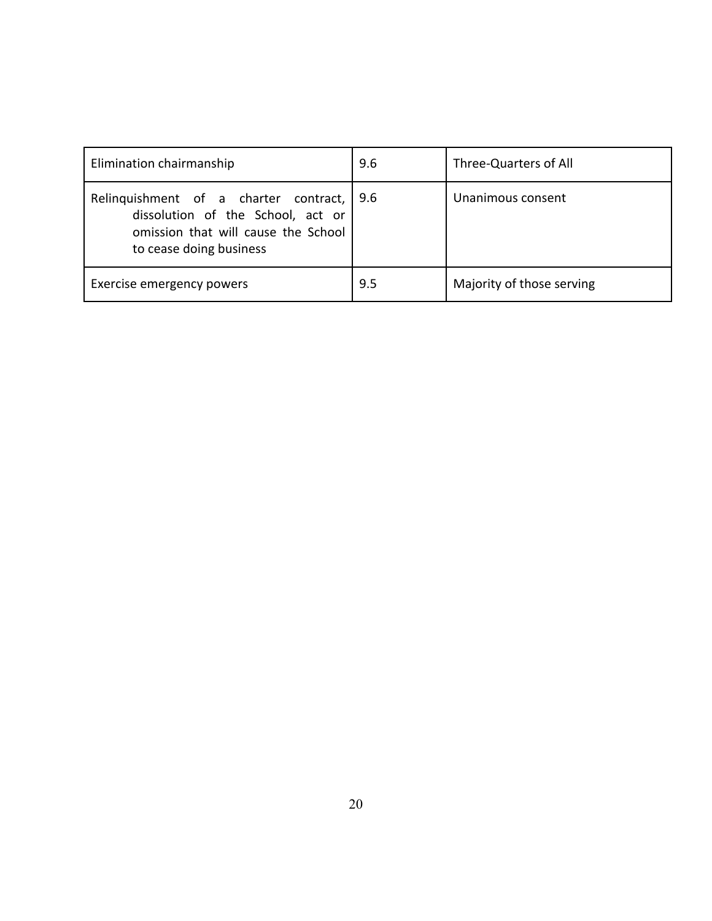| | | |
|---|---|---|
| Elimination chairmanship | 9.6 | Three-Quarters of All |
| Relinquishment of a charter contract, dissolution of the School, act or omission that will cause the School to cease doing business | 9.6 | Unanimous consent |
| Exercise emergency powers | 9.5 | Majority of those serving |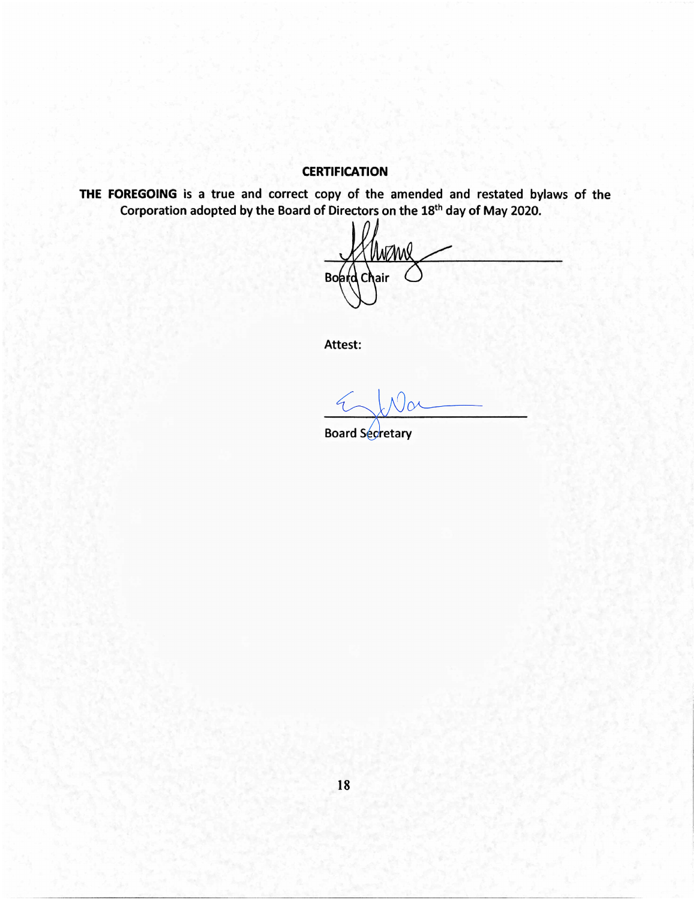## CERTIFICATION

**THE FOREGOING** is a true and correct copy of the amended and restated bylaws of the Corporation adopted by the Board of Directors on the 18th day of May 2020.

______________________________
Board Chair

Attest:

______________________________
Board Secretary